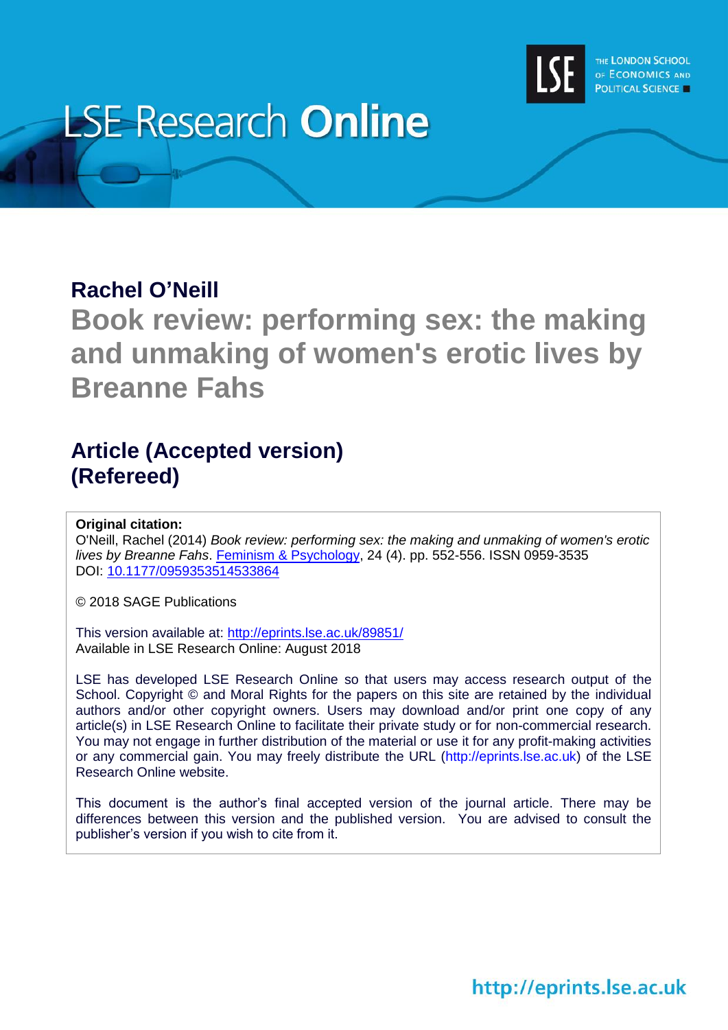LSE Research **Online**

THE LONDON SCHOOL OF ECONOMICS AND POLITICAL SCIENCE

**Rachel O'Neill**

# Book review: performing sex: the making and unmaking of women's erotic lives by Breanne Fahs

## Article (Accepted version) (Refereed)

**Original citation:**
O'Neill, Rachel (2014) *Book review: performing sex: the making and unmaking of women's erotic lives by Breanne Fahs*. Feminism & Psychology, 24 (4). pp. 552-556. ISSN 0959-3535
DOI: 10.1177/0959353514533864

© 2018 SAGE Publications

This version available at: http://eprints.lse.ac.uk/89851/
Available in LSE Research Online: August 2018

LSE has developed LSE Research Online so that users may access research output of the School. Copyright © and Moral Rights for the papers on this site are retained by the individual authors and/or other copyright owners. Users may download and/or print one copy of any article(s) in LSE Research Online to facilitate their private study or for non-commercial research. You may not engage in further distribution of the material or use it for any profit-making activities or any commercial gain. You may freely distribute the URL (http://eprints.lse.ac.uk) of the LSE Research Online website.

This document is the author's final accepted version of the journal article. There may be differences between this version and the published version. You are advised to consult the publisher's version if you wish to cite from it.

http://eprints.lse.ac.uk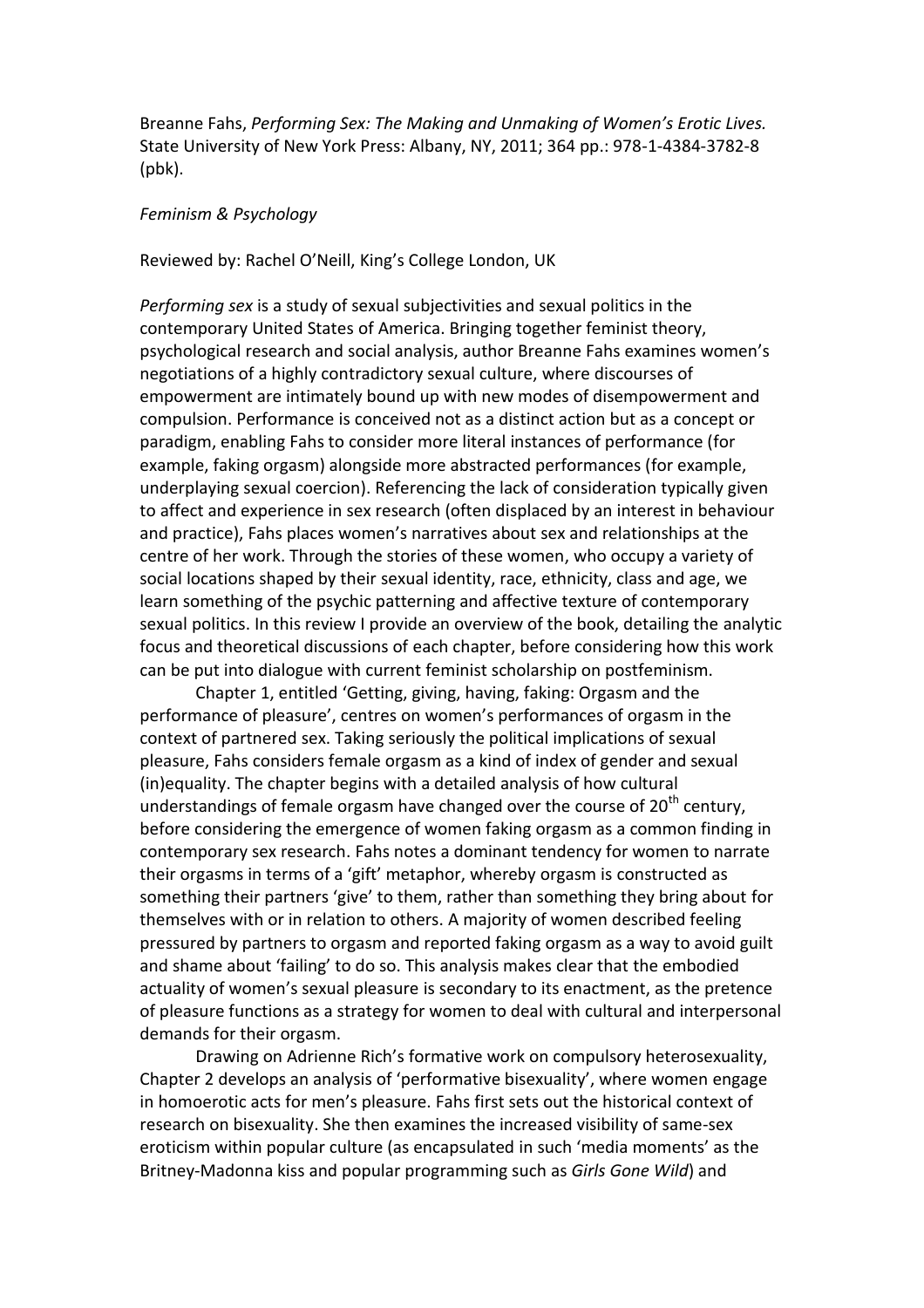Breanne Fahs, *Performing Sex: The Making and Unmaking of Women's Erotic Lives.* State University of New York Press: Albany, NY, 2011; 364 pp.: 978-1-4384-3782-8 (pbk).

*Feminism & Psychology*

Reviewed by: Rachel O'Neill, King's College London, UK

*Performing sex* is a study of sexual subjectivities and sexual politics in the contemporary United States of America. Bringing together feminist theory, psychological research and social analysis, author Breanne Fahs examines women's negotiations of a highly contradictory sexual culture, where discourses of empowerment are intimately bound up with new modes of disempowerment and compulsion. Performance is conceived not as a distinct action but as a concept or paradigm, enabling Fahs to consider more literal instances of performance (for example, faking orgasm) alongside more abstracted performances (for example, underplaying sexual coercion). Referencing the lack of consideration typically given to affect and experience in sex research (often displaced by an interest in behaviour and practice), Fahs places women's narratives about sex and relationships at the centre of her work. Through the stories of these women, who occupy a variety of social locations shaped by their sexual identity, race, ethnicity, class and age, we learn something of the psychic patterning and affective texture of contemporary sexual politics. In this review I provide an overview of the book, detailing the analytic focus and theoretical discussions of each chapter, before considering how this work can be put into dialogue with current feminist scholarship on postfeminism.

Chapter 1, entitled 'Getting, giving, having, faking: Orgasm and the performance of pleasure', centres on women's performances of orgasm in the context of partnered sex. Taking seriously the political implications of sexual pleasure, Fahs considers female orgasm as a kind of index of gender and sexual (in)equality. The chapter begins with a detailed analysis of how cultural understandings of female orgasm have changed over the course of 20th century, before considering the emergence of women faking orgasm as a common finding in contemporary sex research. Fahs notes a dominant tendency for women to narrate their orgasms in terms of a 'gift' metaphor, whereby orgasm is constructed as something their partners 'give' to them, rather than something they bring about for themselves with or in relation to others. A majority of women described feeling pressured by partners to orgasm and reported faking orgasm as a way to avoid guilt and shame about 'failing' to do so. This analysis makes clear that the embodied actuality of women's sexual pleasure is secondary to its enactment, as the pretence of pleasure functions as a strategy for women to deal with cultural and interpersonal demands for their orgasm.

Drawing on Adrienne Rich's formative work on compulsory heterosexuality, Chapter 2 develops an analysis of 'performative bisexuality', where women engage in homoerotic acts for men's pleasure. Fahs first sets out the historical context of research on bisexuality. She then examines the increased visibility of same-sex eroticism within popular culture (as encapsulated in such 'media moments' as the Britney-Madonna kiss and popular programming such as *Girls Gone Wild*) and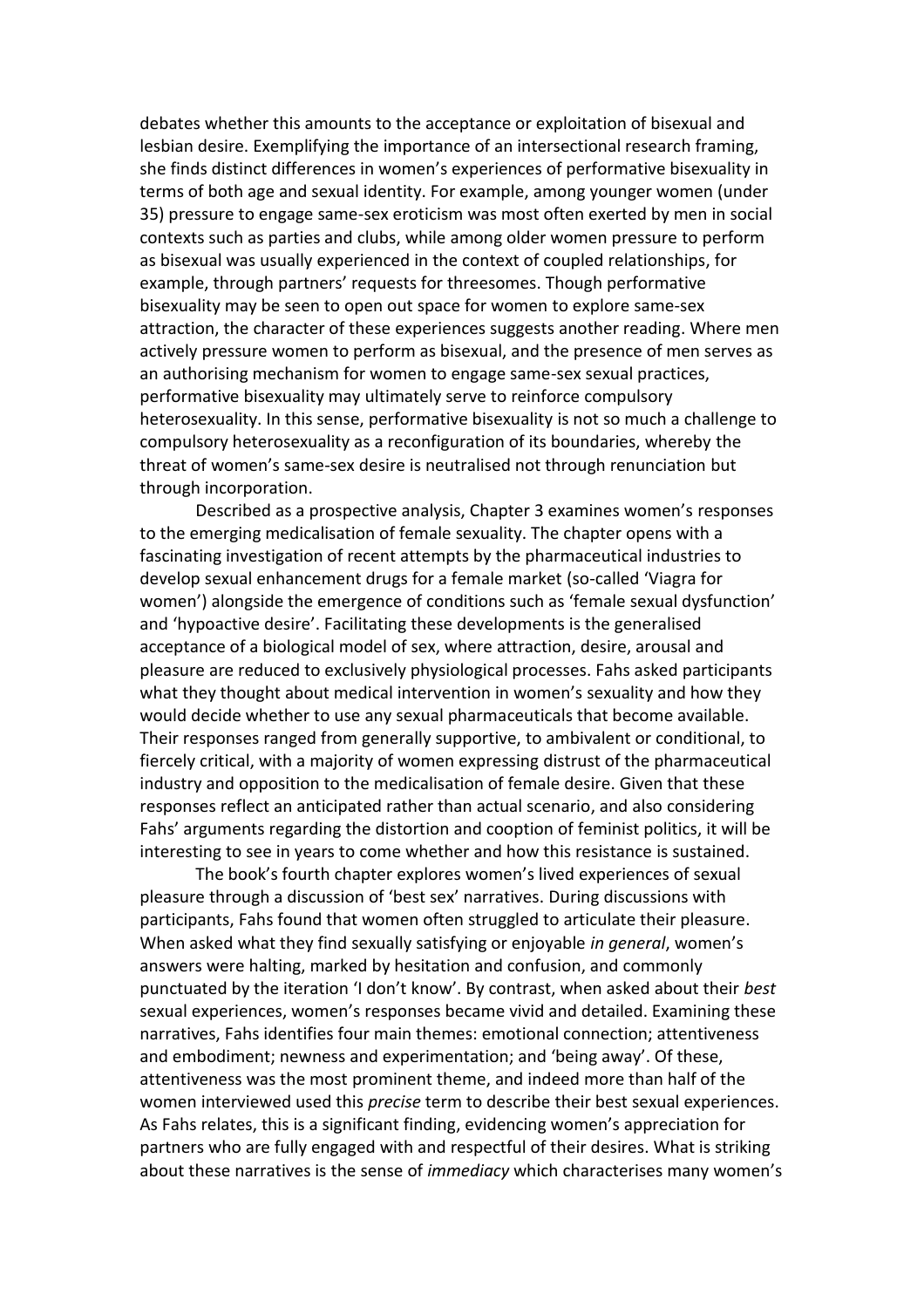debates whether this amounts to the acceptance or exploitation of bisexual and lesbian desire. Exemplifying the importance of an intersectional research framing, she finds distinct differences in women's experiences of performative bisexuality in terms of both age and sexual identity. For example, among younger women (under 35) pressure to engage same-sex eroticism was most often exerted by men in social contexts such as parties and clubs, while among older women pressure to perform as bisexual was usually experienced in the context of coupled relationships, for example, through partners' requests for threesomes. Though performative bisexuality may be seen to open out space for women to explore same-sex attraction, the character of these experiences suggests another reading. Where men actively pressure women to perform as bisexual, and the presence of men serves as an authorising mechanism for women to engage same-sex sexual practices, performative bisexuality may ultimately serve to reinforce compulsory heterosexuality. In this sense, performative bisexuality is not so much a challenge to compulsory heterosexuality as a reconfiguration of its boundaries, whereby the threat of women's same-sex desire is neutralised not through renunciation but through incorporation.

Described as a prospective analysis, Chapter 3 examines women's responses to the emerging medicalisation of female sexuality. The chapter opens with a fascinating investigation of recent attempts by the pharmaceutical industries to develop sexual enhancement drugs for a female market (so-called 'Viagra for women') alongside the emergence of conditions such as 'female sexual dysfunction' and 'hypoactive desire'. Facilitating these developments is the generalised acceptance of a biological model of sex, where attraction, desire, arousal and pleasure are reduced to exclusively physiological processes. Fahs asked participants what they thought about medical intervention in women's sexuality and how they would decide whether to use any sexual pharmaceuticals that become available. Their responses ranged from generally supportive, to ambivalent or conditional, to fiercely critical, with a majority of women expressing distrust of the pharmaceutical industry and opposition to the medicalisation of female desire. Given that these responses reflect an anticipated rather than actual scenario, and also considering Fahs' arguments regarding the distortion and cooption of feminist politics, it will be interesting to see in years to come whether and how this resistance is sustained.

The book's fourth chapter explores women's lived experiences of sexual pleasure through a discussion of 'best sex' narratives. During discussions with participants, Fahs found that women often struggled to articulate their pleasure. When asked what they find sexually satisfying or enjoyable *in general*, women's answers were halting, marked by hesitation and confusion, and commonly punctuated by the iteration 'I don't know'. By contrast, when asked about their *best* sexual experiences, women's responses became vivid and detailed. Examining these narratives, Fahs identifies four main themes: emotional connection; attentiveness and embodiment; newness and experimentation; and 'being away'. Of these, attentiveness was the most prominent theme, and indeed more than half of the women interviewed used this *precise* term to describe their best sexual experiences. As Fahs relates, this is a significant finding, evidencing women's appreciation for partners who are fully engaged with and respectful of their desires. What is striking about these narratives is the sense of *immediacy* which characterises many women's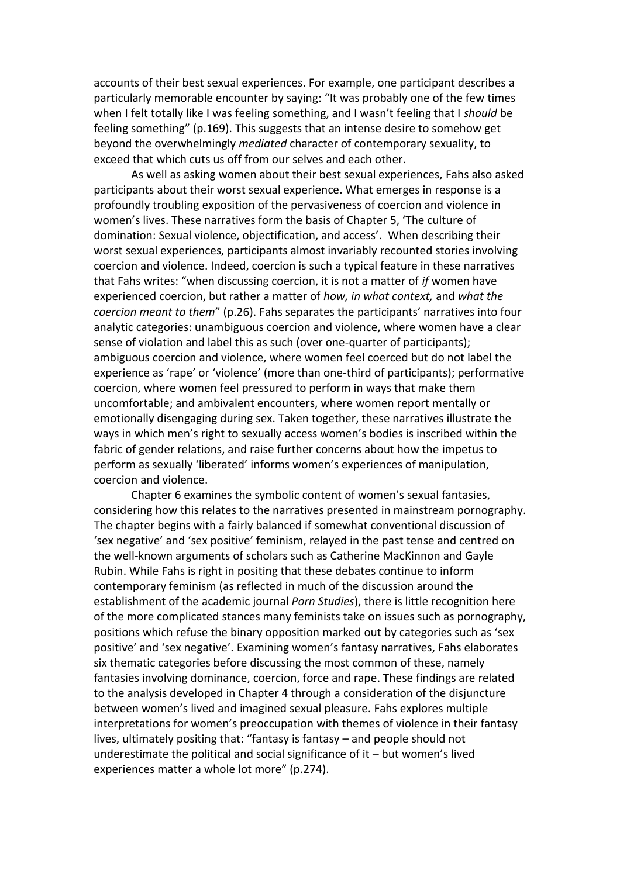accounts of their best sexual experiences. For example, one participant describes a particularly memorable encounter by saying: "It was probably one of the few times when I felt totally like I was feeling something, and I wasn't feeling that I *should* be feeling something" (p.169). This suggests that an intense desire to somehow get beyond the overwhelmingly *mediated* character of contemporary sexuality, to exceed that which cuts us off from our selves and each other.

As well as asking women about their best sexual experiences, Fahs also asked participants about their worst sexual experience. What emerges in response is a profoundly troubling exposition of the pervasiveness of coercion and violence in women's lives. These narratives form the basis of Chapter 5, 'The culture of domination: Sexual violence, objectification, and access'. When describing their worst sexual experiences, participants almost invariably recounted stories involving coercion and violence. Indeed, coercion is such a typical feature in these narratives that Fahs writes: "when discussing coercion, it is not a matter of *if* women have experienced coercion, but rather a matter of *how, in what context,* and *what the coercion meant to them*" (p.26). Fahs separates the participants' narratives into four analytic categories: unambiguous coercion and violence, where women have a clear sense of violation and label this as such (over one-quarter of participants); ambiguous coercion and violence, where women feel coerced but do not label the experience as 'rape' or 'violence' (more than one-third of participants); performative coercion, where women feel pressured to perform in ways that make them uncomfortable; and ambivalent encounters, where women report mentally or emotionally disengaging during sex. Taken together, these narratives illustrate the ways in which men's right to sexually access women's bodies is inscribed within the fabric of gender relations, and raise further concerns about how the impetus to perform as sexually 'liberated' informs women's experiences of manipulation, coercion and violence.

Chapter 6 examines the symbolic content of women's sexual fantasies, considering how this relates to the narratives presented in mainstream pornography. The chapter begins with a fairly balanced if somewhat conventional discussion of 'sex negative' and 'sex positive' feminism, relayed in the past tense and centred on the well-known arguments of scholars such as Catherine MacKinnon and Gayle Rubin. While Fahs is right in positing that these debates continue to inform contemporary feminism (as reflected in much of the discussion around the establishment of the academic journal *Porn Studies*), there is little recognition here of the more complicated stances many feminists take on issues such as pornography, positions which refuse the binary opposition marked out by categories such as 'sex positive' and 'sex negative'. Examining women's fantasy narratives, Fahs elaborates six thematic categories before discussing the most common of these, namely fantasies involving dominance, coercion, force and rape. These findings are related to the analysis developed in Chapter 4 through a consideration of the disjuncture between women's lived and imagined sexual pleasure. Fahs explores multiple interpretations for women's preoccupation with themes of violence in their fantasy lives, ultimately positing that: "fantasy is fantasy – and people should not underestimate the political and social significance of it – but women's lived experiences matter a whole lot more" (p.274).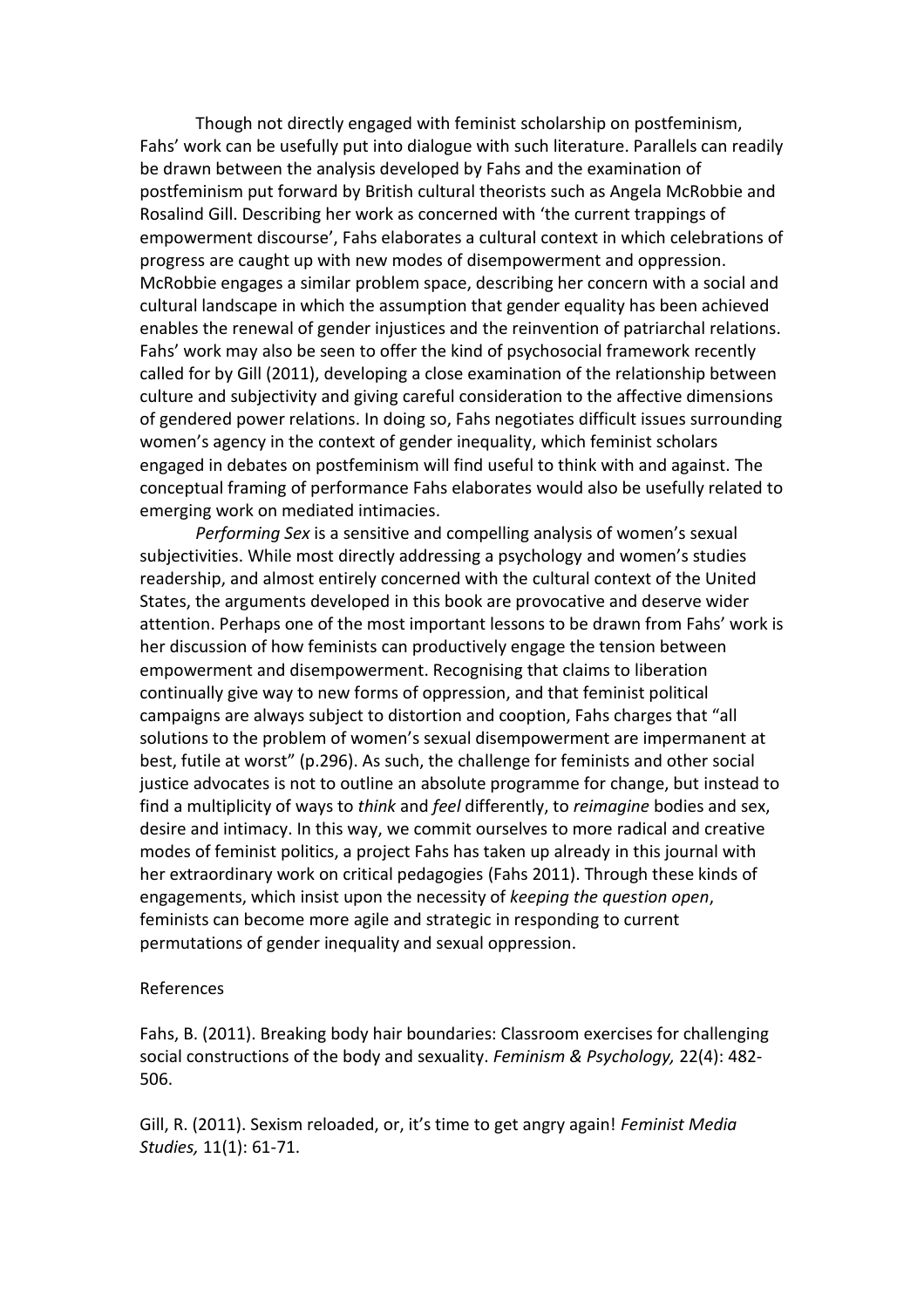Though not directly engaged with feminist scholarship on postfeminism, Fahs' work can be usefully put into dialogue with such literature. Parallels can readily be drawn between the analysis developed by Fahs and the examination of postfeminism put forward by British cultural theorists such as Angela McRobbie and Rosalind Gill. Describing her work as concerned with 'the current trappings of empowerment discourse', Fahs elaborates a cultural context in which celebrations of progress are caught up with new modes of disempowerment and oppression. McRobbie engages a similar problem space, describing her concern with a social and cultural landscape in which the assumption that gender equality has been achieved enables the renewal of gender injustices and the reinvention of patriarchal relations. Fahs' work may also be seen to offer the kind of psychosocial framework recently called for by Gill (2011), developing a close examination of the relationship between culture and subjectivity and giving careful consideration to the affective dimensions of gendered power relations. In doing so, Fahs negotiates difficult issues surrounding women's agency in the context of gender inequality, which feminist scholars engaged in debates on postfeminism will find useful to think with and against. The conceptual framing of performance Fahs elaborates would also be usefully related to emerging work on mediated intimacies.

*Performing Sex* is a sensitive and compelling analysis of women's sexual subjectivities. While most directly addressing a psychology and women's studies readership, and almost entirely concerned with the cultural context of the United States, the arguments developed in this book are provocative and deserve wider attention. Perhaps one of the most important lessons to be drawn from Fahs' work is her discussion of how feminists can productively engage the tension between empowerment and disempowerment. Recognising that claims to liberation continually give way to new forms of oppression, and that feminist political campaigns are always subject to distortion and cooption, Fahs charges that "all solutions to the problem of women's sexual disempowerment are impermanent at best, futile at worst" (p.296). As such, the challenge for feminists and other social justice advocates is not to outline an absolute programme for change, but instead to find a multiplicity of ways to *think* and *feel* differently, to *reimagine* bodies and sex, desire and intimacy. In this way, we commit ourselves to more radical and creative modes of feminist politics, a project Fahs has taken up already in this journal with her extraordinary work on critical pedagogies (Fahs 2011). Through these kinds of engagements, which insist upon the necessity of *keeping the question open*, feminists can become more agile and strategic in responding to current permutations of gender inequality and sexual oppression.

References

Fahs, B. (2011). Breaking body hair boundaries: Classroom exercises for challenging social constructions of the body and sexuality. *Feminism & Psychology,* 22(4): 482-506.

Gill, R. (2011). Sexism reloaded, or, it's time to get angry again! *Feminist Media Studies,* 11(1): 61-71.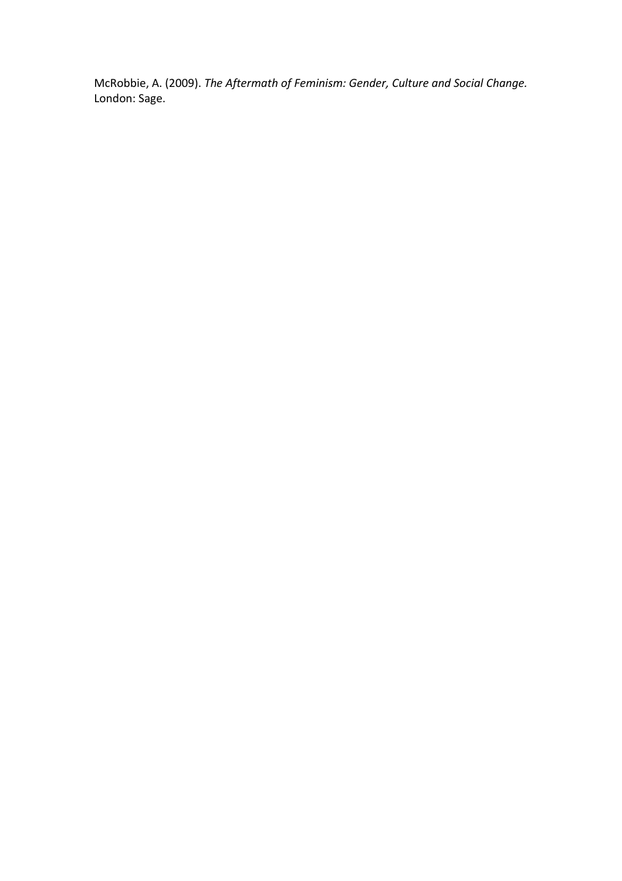McRobbie, A. (2009). *The Aftermath of Feminism: Gender, Culture and Social Change.* London: Sage.